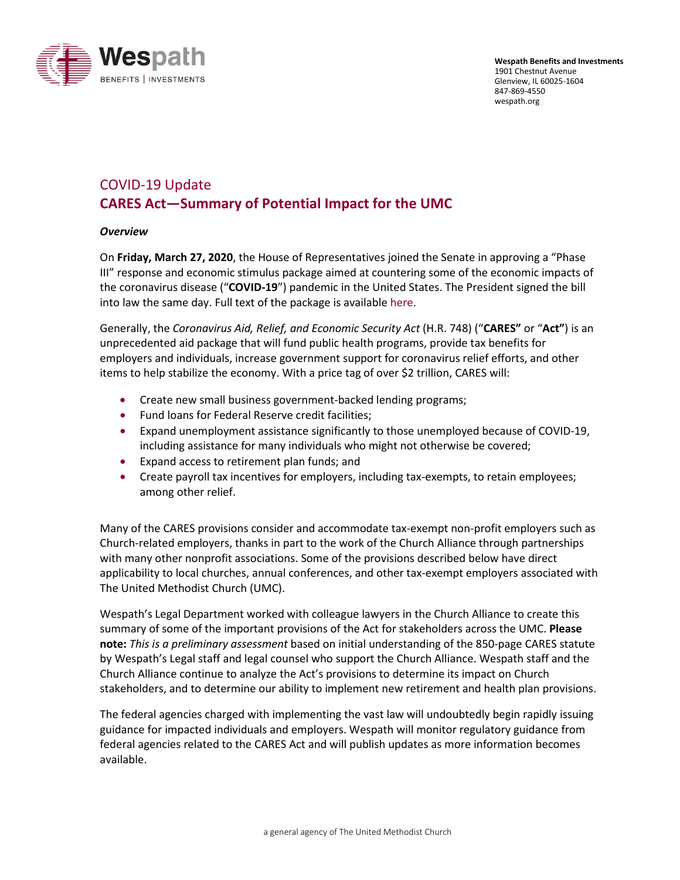**Wespath Benefits and Investments**
1901 Chestnut Avenue
Glenview, IL 60025-1604
847-869-4550
wespath.org

## COVID-19 Update

# CARES Act—Summary of Potential Impact for the UMC

### *Overview*

On **Friday, March 27, 2020**, the House of Representatives joined the Senate in approving a "Phase III" response and economic stimulus package aimed at countering some of the economic impacts of the coronavirus disease ("**COVID-19**") pandemic in the United States. The President signed the bill into law the same day. Full text of the package is available here.

Generally, the *Coronavirus Aid, Relief, and Economic Security Act* (H.R. 748) ("**CARES"** or "**Act"**) is an unprecedented aid package that will fund public health programs, provide tax benefits for employers and individuals, increase government support for coronavirus relief efforts, and other items to help stabilize the economy. With a price tag of over $2 trillion, CARES will:

- Create new small business government-backed lending programs;
- Fund loans for Federal Reserve credit facilities;
- Expand unemployment assistance significantly to those unemployed because of COVID-19, including assistance for many individuals who might not otherwise be covered;
- Expand access to retirement plan funds; and
- Create payroll tax incentives for employers, including tax-exempts, to retain employees; among other relief.

Many of the CARES provisions consider and accommodate tax-exempt non-profit employers such as Church-related employers, thanks in part to the work of the Church Alliance through partnerships with many other nonprofit associations. Some of the provisions described below have direct applicability to local churches, annual conferences, and other tax-exempt employers associated with The United Methodist Church (UMC).

Wespath's Legal Department worked with colleague lawyers in the Church Alliance to create this summary of some of the important provisions of the Act for stakeholders across the UMC. **Please note:** *This is a preliminary assessment* based on initial understanding of the 850-page CARES statute by Wespath's Legal staff and legal counsel who support the Church Alliance. Wespath staff and the Church Alliance continue to analyze the Act's provisions to determine its impact on Church stakeholders, and to determine our ability to implement new retirement and health plan provisions.

The federal agencies charged with implementing the vast law will undoubtedly begin rapidly issuing guidance for impacted individuals and employers. Wespath will monitor regulatory guidance from federal agencies related to the CARES Act and will publish updates as more information becomes available.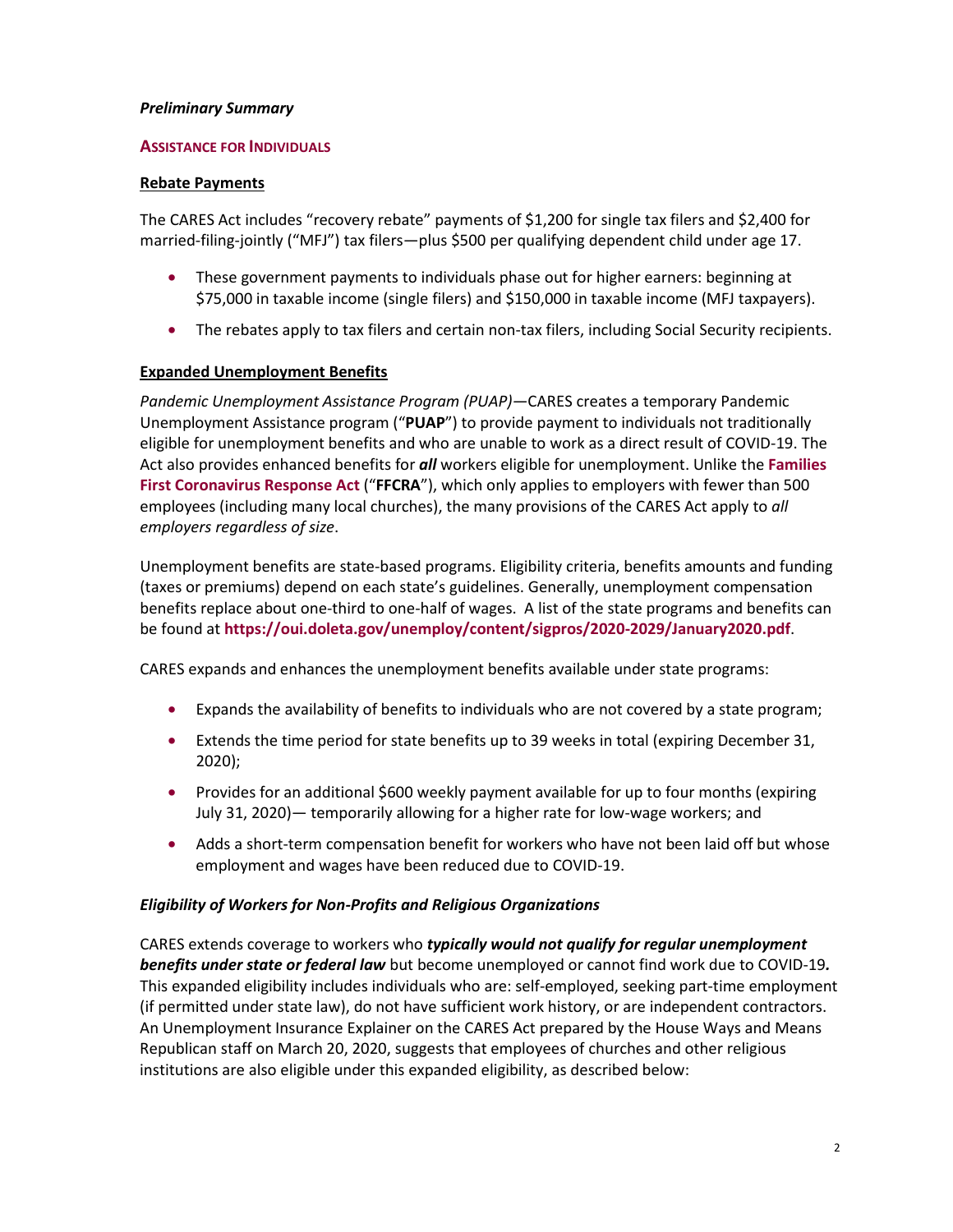***Preliminary Summary***

## ASSISTANCE FOR INDIVIDUALS

### Rebate Payments

The CARES Act includes "recovery rebate" payments of $1,200 for single tax filers and $2,400 for married-filing-jointly ("MFJ") tax filers—plus $500 per qualifying dependent child under age 17.

- These government payments to individuals phase out for higher earners: beginning at $75,000 in taxable income (single filers) and $150,000 in taxable income (MFJ taxpayers).
- The rebates apply to tax filers and certain non-tax filers, including Social Security recipients.

### Expanded Unemployment Benefits

*Pandemic Unemployment Assistance Program (PUAP)*—CARES creates a temporary Pandemic Unemployment Assistance program ("**PUAP**") to provide payment to individuals not traditionally eligible for unemployment benefits and who are unable to work as a direct result of COVID-19. The Act also provides enhanced benefits for ***all*** workers eligible for unemployment. Unlike the **Families First Coronavirus Response Act** ("**FFCRA**"), which only applies to employers with fewer than 500 employees (including many local churches), the many provisions of the CARES Act apply to *all employers regardless of size*.

Unemployment benefits are state-based programs. Eligibility criteria, benefits amounts and funding (taxes or premiums) depend on each state's guidelines. Generally, unemployment compensation benefits replace about one-third to one-half of wages. A list of the state programs and benefits can be found at **https://oui.doleta.gov/unemploy/content/sigpros/2020-2029/January2020.pdf**.

CARES expands and enhances the unemployment benefits available under state programs:

- Expands the availability of benefits to individuals who are not covered by a state program;
- Extends the time period for state benefits up to 39 weeks in total (expiring December 31, 2020);
- Provides for an additional $600 weekly payment available for up to four months (expiring July 31, 2020)— temporarily allowing for a higher rate for low-wage workers; and
- Adds a short-term compensation benefit for workers who have not been laid off but whose employment and wages have been reduced due to COVID-19.

#### *Eligibility of Workers for Non-Profits and Religious Organizations*

CARES extends coverage to workers who ***typically would not qualify for regular unemployment benefits under state or federal law*** but become unemployed or cannot find work due to COVID-19***.*** This expanded eligibility includes individuals who are: self-employed, seeking part-time employment (if permitted under state law), do not have sufficient work history, or are independent contractors. An Unemployment Insurance Explainer on the CARES Act prepared by the House Ways and Means Republican staff on March 20, 2020, suggests that employees of churches and other religious institutions are also eligible under this expanded eligibility, as described below: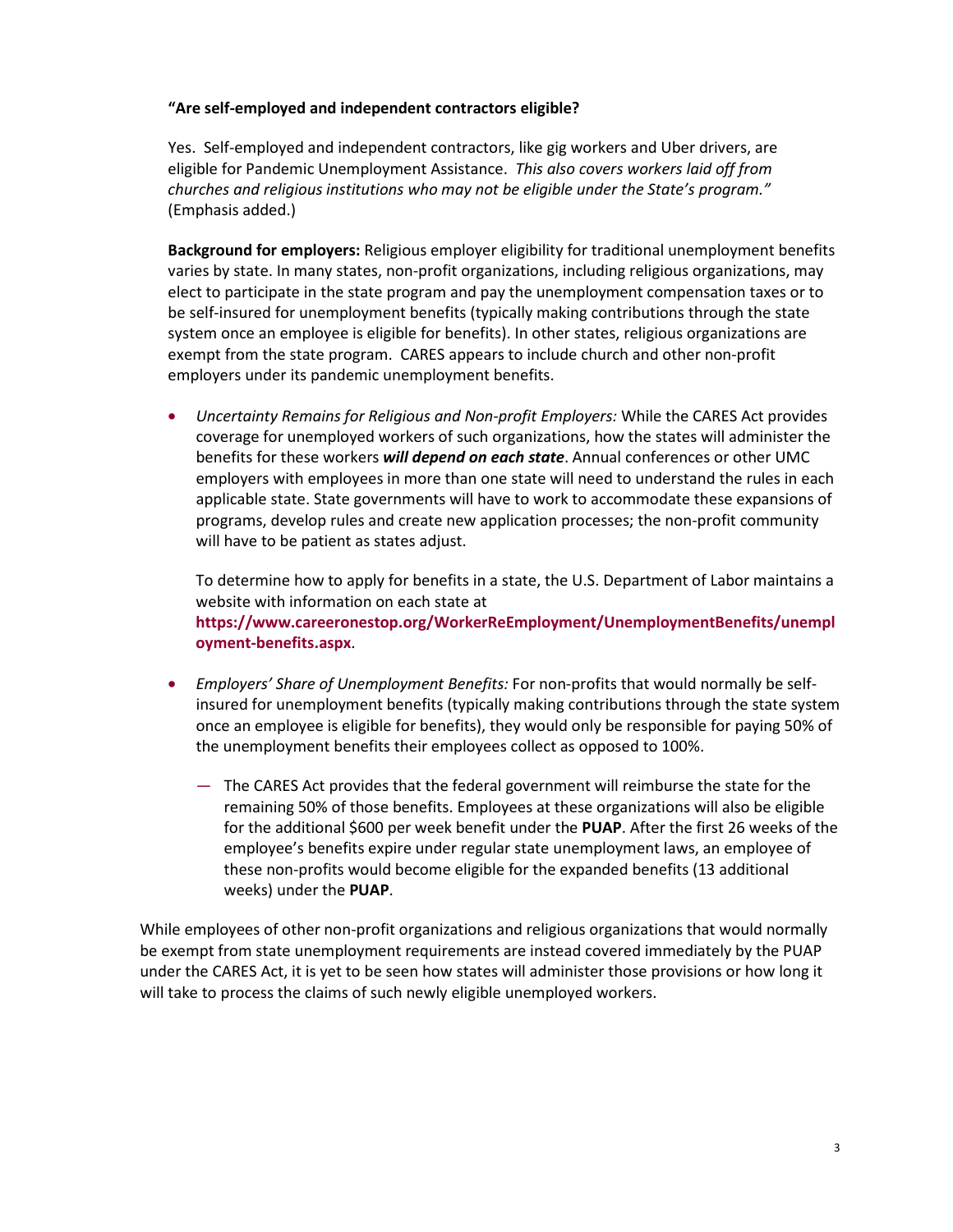**"Are self-employed and independent contractors eligible?**

Yes. Self-employed and independent contractors, like gig workers and Uber drivers, are eligible for Pandemic Unemployment Assistance. *This also covers workers laid off from churches and religious institutions who may not be eligible under the State's program."* (Emphasis added.)

**Background for employers:** Religious employer eligibility for traditional unemployment benefits varies by state. In many states, non-profit organizations, including religious organizations, may elect to participate in the state program and pay the unemployment compensation taxes or to be self-insured for unemployment benefits (typically making contributions through the state system once an employee is eligible for benefits). In other states, religious organizations are exempt from the state program. CARES appears to include church and other non-profit employers under its pandemic unemployment benefits.

- *Uncertainty Remains for Religious and Non-profit Employers:* While the CARES Act provides coverage for unemployed workers of such organizations, how the states will administer the benefits for these workers ***will depend on each state***. Annual conferences or other UMC employers with employees in more than one state will need to understand the rules in each applicable state. State governments will have to work to accommodate these expansions of programs, develop rules and create new application processes; the non-profit community will have to be patient as states adjust.

  To determine how to apply for benefits in a state, the U.S. Department of Labor maintains a website with information on each state at **https://www.careeronestop.org/WorkerReEmployment/UnemploymentBenefits/unemployment-benefits.aspx**.

- *Employers' Share of Unemployment Benefits:* For non-profits that would normally be self-insured for unemployment benefits (typically making contributions through the state system once an employee is eligible for benefits), they would only be responsible for paying 50% of the unemployment benefits their employees collect as opposed to 100%.

  — The CARES Act provides that the federal government will reimburse the state for the remaining 50% of those benefits. Employees at these organizations will also be eligible for the additional $600 per week benefit under the **PUAP**. After the first 26 weeks of the employee's benefits expire under regular state unemployment laws, an employee of these non-profits would become eligible for the expanded benefits (13 additional weeks) under the **PUAP**.

While employees of other non-profit organizations and religious organizations that would normally be exempt from state unemployment requirements are instead covered immediately by the PUAP under the CARES Act, it is yet to be seen how states will administer those provisions or how long it will take to process the claims of such newly eligible unemployed workers.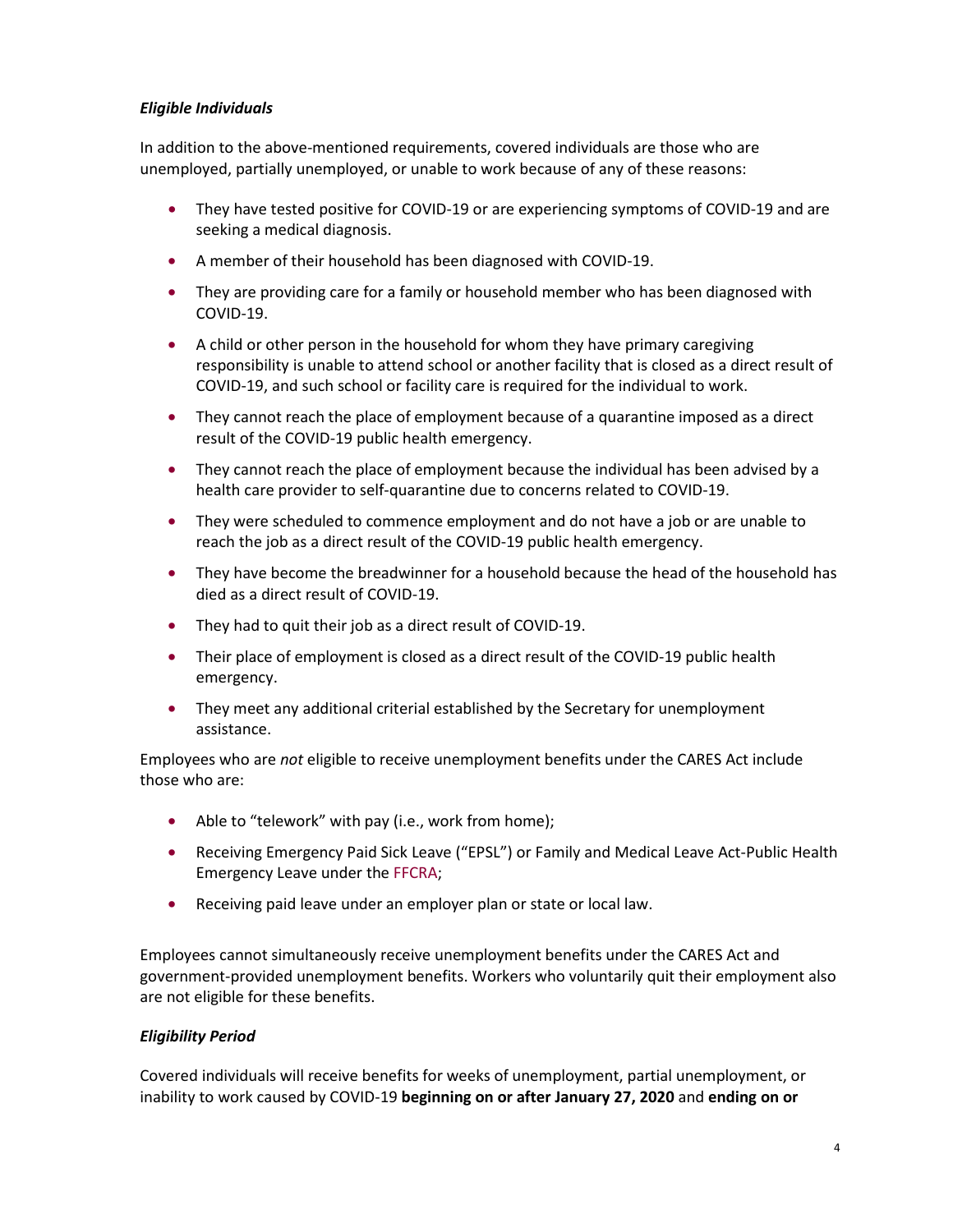***Eligible Individuals***

In addition to the above-mentioned requirements, covered individuals are those who are unemployed, partially unemployed, or unable to work because of any of these reasons:

- They have tested positive for COVID-19 or are experiencing symptoms of COVID-19 and are seeking a medical diagnosis.
- A member of their household has been diagnosed with COVID-19.
- They are providing care for a family or household member who has been diagnosed with COVID-19.
- A child or other person in the household for whom they have primary caregiving responsibility is unable to attend school or another facility that is closed as a direct result of COVID-19, and such school or facility care is required for the individual to work.
- They cannot reach the place of employment because of a quarantine imposed as a direct result of the COVID-19 public health emergency.
- They cannot reach the place of employment because the individual has been advised by a health care provider to self-quarantine due to concerns related to COVID-19.
- They were scheduled to commence employment and do not have a job or are unable to reach the job as a direct result of the COVID-19 public health emergency.
- They have become the breadwinner for a household because the head of the household has died as a direct result of COVID-19.
- They had to quit their job as a direct result of COVID-19.
- Their place of employment is closed as a direct result of the COVID-19 public health emergency.
- They meet any additional criterial established by the Secretary for unemployment assistance.

Employees who are *not* eligible to receive unemployment benefits under the CARES Act include those who are:

- Able to "telework" with pay (i.e., work from home);
- Receiving Emergency Paid Sick Leave ("EPSL") or Family and Medical Leave Act-Public Health Emergency Leave under the FFCRA;
- Receiving paid leave under an employer plan or state or local law.

Employees cannot simultaneously receive unemployment benefits under the CARES Act and government-provided unemployment benefits. Workers who voluntarily quit their employment also are not eligible for these benefits.

***Eligibility Period***

Covered individuals will receive benefits for weeks of unemployment, partial unemployment, or inability to work caused by COVID-19 **beginning on or after January 27, 2020** and **ending on or**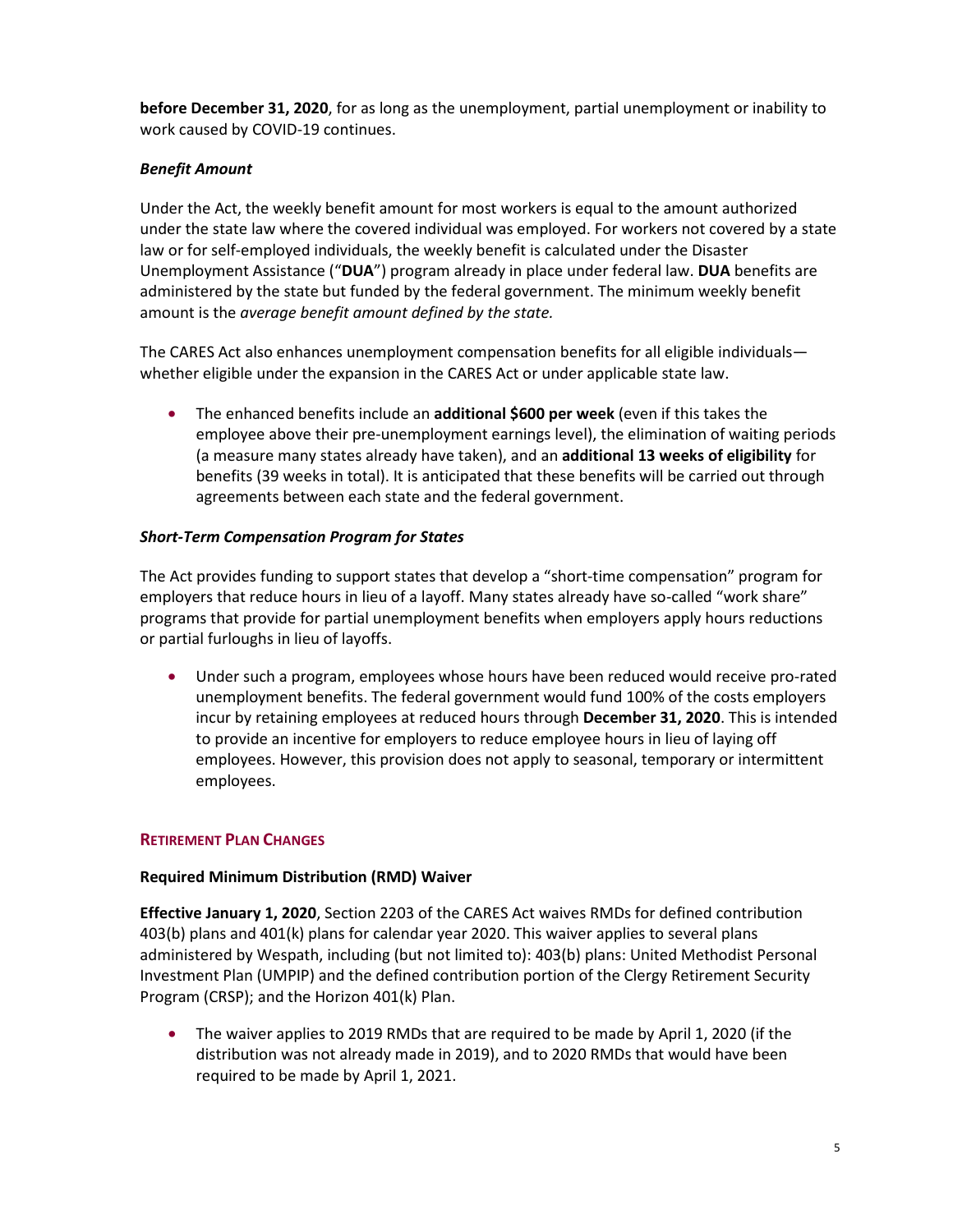**before December 31, 2020**, for as long as the unemployment, partial unemployment or inability to work caused by COVID-19 continues.

#### *Benefit Amount*

Under the Act, the weekly benefit amount for most workers is equal to the amount authorized under the state law where the covered individual was employed. For workers not covered by a state law or for self-employed individuals, the weekly benefit is calculated under the Disaster Unemployment Assistance ("**DUA**") program already in place under federal law. **DUA** benefits are administered by the state but funded by the federal government. The minimum weekly benefit amount is the *average benefit amount defined by the state.*

The CARES Act also enhances unemployment compensation benefits for all eligible individuals—whether eligible under the expansion in the CARES Act or under applicable state law.

- The enhanced benefits include an **additional $600 per week** (even if this takes the employee above their pre-unemployment earnings level), the elimination of waiting periods (a measure many states already have taken), and an **additional 13 weeks of eligibility** for benefits (39 weeks in total). It is anticipated that these benefits will be carried out through agreements between each state and the federal government.

#### *Short-Term Compensation Program for States*

The Act provides funding to support states that develop a "short-time compensation" program for employers that reduce hours in lieu of a layoff. Many states already have so-called "work share" programs that provide for partial unemployment benefits when employers apply hours reductions or partial furloughs in lieu of layoffs.

- Under such a program, employees whose hours have been reduced would receive pro-rated unemployment benefits. The federal government would fund 100% of the costs employers incur by retaining employees at reduced hours through **December 31, 2020**. This is intended to provide an incentive for employers to reduce employee hours in lieu of laying off employees. However, this provision does not apply to seasonal, temporary or intermittent employees.

## RETIREMENT PLAN CHANGES

### Required Minimum Distribution (RMD) Waiver

**Effective January 1, 2020**, Section 2203 of the CARES Act waives RMDs for defined contribution 403(b) plans and 401(k) plans for calendar year 2020. This waiver applies to several plans administered by Wespath, including (but not limited to): 403(b) plans: United Methodist Personal Investment Plan (UMPIP) and the defined contribution portion of the Clergy Retirement Security Program (CRSP); and the Horizon 401(k) Plan.

- The waiver applies to 2019 RMDs that are required to be made by April 1, 2020 (if the distribution was not already made in 2019), and to 2020 RMDs that would have been required to be made by April 1, 2021.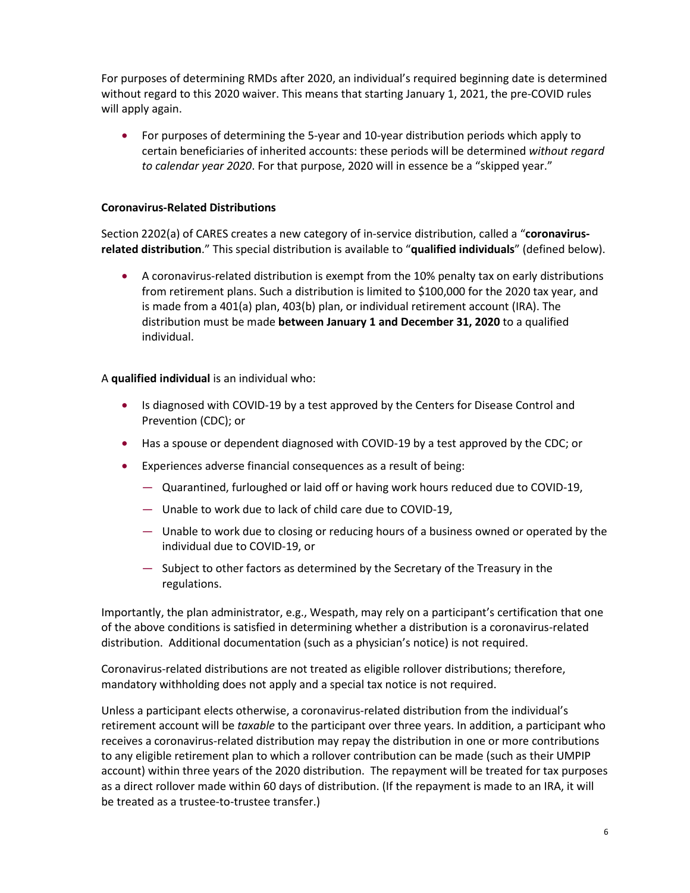For purposes of determining RMDs after 2020, an individual's required beginning date is determined without regard to this 2020 waiver. This means that starting January 1, 2021, the pre-COVID rules will apply again.

- For purposes of determining the 5-year and 10-year distribution periods which apply to certain beneficiaries of inherited accounts: these periods will be determined *without regard to calendar year 2020*. For that purpose, 2020 will in essence be a "skipped year."

**Coronavirus-Related Distributions**

Section 2202(a) of CARES creates a new category of in-service distribution, called a "**coronavirus-related distribution**." This special distribution is available to "**qualified individuals**" (defined below).

- A coronavirus-related distribution is exempt from the 10% penalty tax on early distributions from retirement plans. Such a distribution is limited to $100,000 for the 2020 tax year, and is made from a 401(a) plan, 403(b) plan, or individual retirement account (IRA). The distribution must be made **between January 1 and December 31, 2020** to a qualified individual.

A **qualified individual** is an individual who:

- Is diagnosed with COVID-19 by a test approved by the Centers for Disease Control and Prevention (CDC); or
- Has a spouse or dependent diagnosed with COVID-19 by a test approved by the CDC; or
- Experiences adverse financial consequences as a result of being:
  - Quarantined, furloughed or laid off or having work hours reduced due to COVID-19,
  - Unable to work due to lack of child care due to COVID-19,
  - Unable to work due to closing or reducing hours of a business owned or operated by the individual due to COVID-19, or
  - Subject to other factors as determined by the Secretary of the Treasury in the regulations.

Importantly, the plan administrator, e.g., Wespath, may rely on a participant's certification that one of the above conditions is satisfied in determining whether a distribution is a coronavirus-related distribution. Additional documentation (such as a physician's notice) is not required.

Coronavirus-related distributions are not treated as eligible rollover distributions; therefore, mandatory withholding does not apply and a special tax notice is not required.

Unless a participant elects otherwise, a coronavirus-related distribution from the individual's retirement account will be *taxable* to the participant over three years. In addition, a participant who receives a coronavirus-related distribution may repay the distribution in one or more contributions to any eligible retirement plan to which a rollover contribution can be made (such as their UMPIP account) within three years of the 2020 distribution. The repayment will be treated for tax purposes as a direct rollover made within 60 days of distribution. (If the repayment is made to an IRA, it will be treated as a trustee-to-trustee transfer.)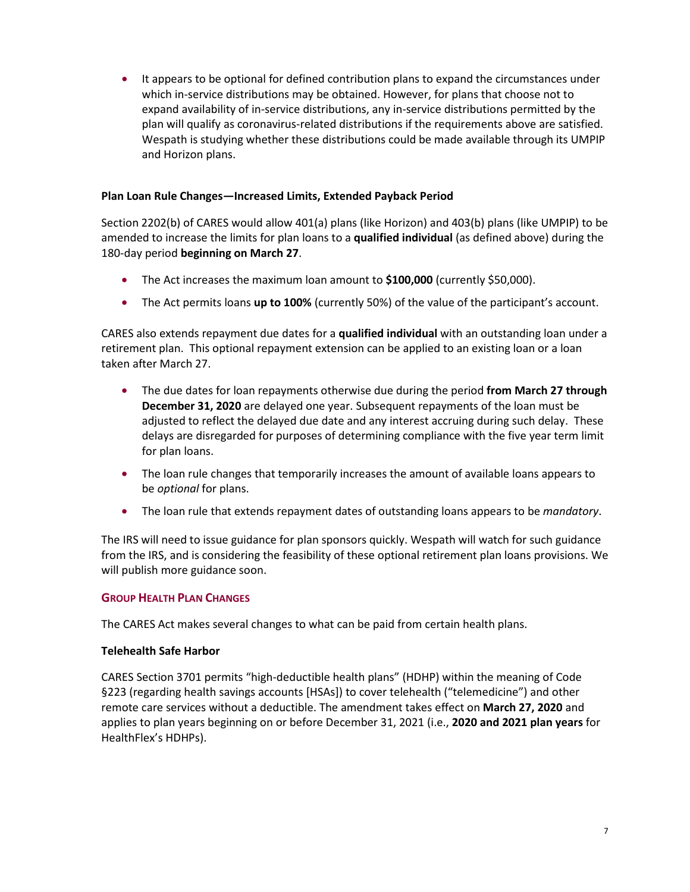- It appears to be optional for defined contribution plans to expand the circumstances under which in-service distributions may be obtained. However, for plans that choose not to expand availability of in-service distributions, any in-service distributions permitted by the plan will qualify as coronavirus-related distributions if the requirements above are satisfied. Wespath is studying whether these distributions could be made available through its UMPIP and Horizon plans.

#### Plan Loan Rule Changes—Increased Limits, Extended Payback Period

Section 2202(b) of CARES would allow 401(a) plans (like Horizon) and 403(b) plans (like UMPIP) to be amended to increase the limits for plan loans to a **qualified individual** (as defined above) during the 180-day period **beginning on March 27**.

- The Act increases the maximum loan amount to **$100,000** (currently $50,000).
- The Act permits loans **up to 100%** (currently 50%) of the value of the participant's account.

CARES also extends repayment due dates for a **qualified individual** with an outstanding loan under a retirement plan. This optional repayment extension can be applied to an existing loan or a loan taken after March 27.

- The due dates for loan repayments otherwise due during the period **from March 27 through December 31, 2020** are delayed one year. Subsequent repayments of the loan must be adjusted to reflect the delayed due date and any interest accruing during such delay. These delays are disregarded for purposes of determining compliance with the five year term limit for plan loans.
- The loan rule changes that temporarily increases the amount of available loans appears to be *optional* for plans.
- The loan rule that extends repayment dates of outstanding loans appears to be *mandatory*.

The IRS will need to issue guidance for plan sponsors quickly. Wespath will watch for such guidance from the IRS, and is considering the feasibility of these optional retirement plan loans provisions. We will publish more guidance soon.

### Group Health Plan Changes

The CARES Act makes several changes to what can be paid from certain health plans.

#### Telehealth Safe Harbor

CARES Section 3701 permits "high-deductible health plans" (HDHP) within the meaning of Code §223 (regarding health savings accounts [HSAs]) to cover telehealth ("telemedicine") and other remote care services without a deductible. The amendment takes effect on **March 27, 2020** and applies to plan years beginning on or before December 31, 2021 (i.e., **2020 and 2021 plan years** for HealthFlex's HDHPs).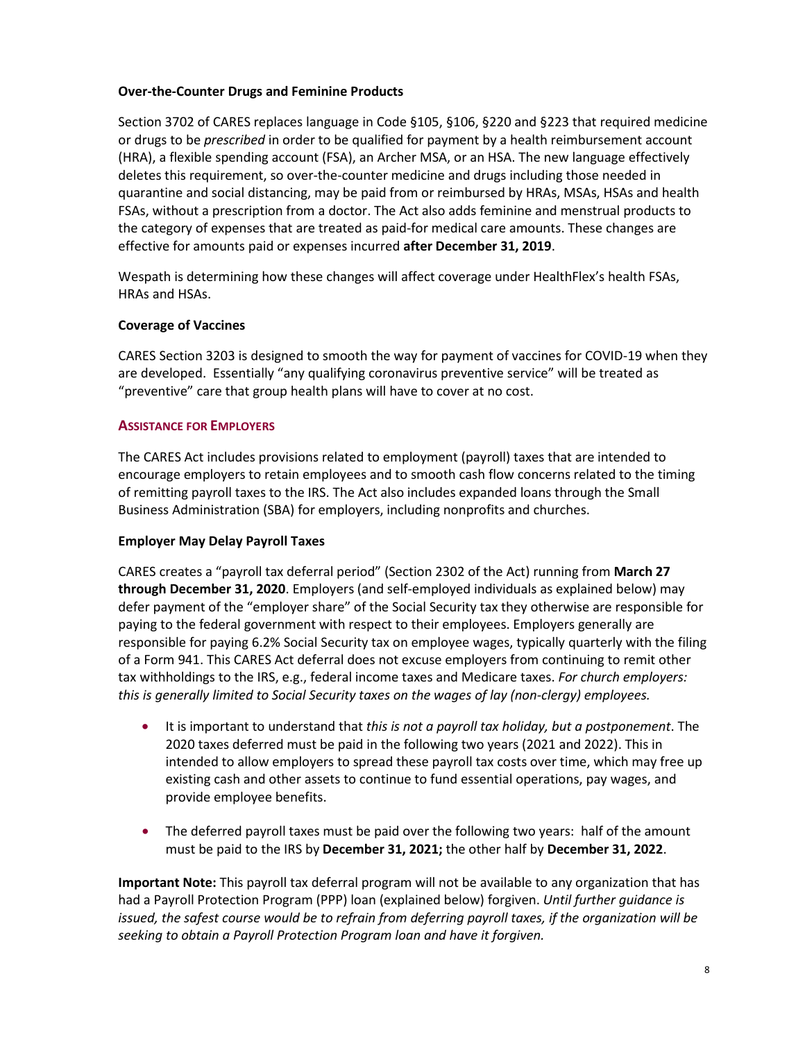### Over-the-Counter Drugs and Feminine Products

Section 3702 of CARES replaces language in Code §105, §106, §220 and §223 that required medicine or drugs to be *prescribed* in order to be qualified for payment by a health reimbursement account (HRA), a flexible spending account (FSA), an Archer MSA, or an HSA. The new language effectively deletes this requirement, so over-the-counter medicine and drugs including those needed in quarantine and social distancing, may be paid from or reimbursed by HRAs, MSAs, HSAs and health FSAs, without a prescription from a doctor. The Act also adds feminine and menstrual products to the category of expenses that are treated as paid-for medical care amounts. These changes are effective for amounts paid or expenses incurred **after December 31, 2019**.

Wespath is determining how these changes will affect coverage under HealthFlex's health FSAs, HRAs and HSAs.

### Coverage of Vaccines

CARES Section 3203 is designed to smooth the way for payment of vaccines for COVID-19 when they are developed. Essentially "any qualifying coronavirus preventive service" will be treated as "preventive" care that group health plans will have to cover at no cost.

## ASSISTANCE FOR EMPLOYERS

The CARES Act includes provisions related to employment (payroll) taxes that are intended to encourage employers to retain employees and to smooth cash flow concerns related to the timing of remitting payroll taxes to the IRS. The Act also includes expanded loans through the Small Business Administration (SBA) for employers, including nonprofits and churches.

### Employer May Delay Payroll Taxes

CARES creates a "payroll tax deferral period" (Section 2302 of the Act) running from **March 27 through December 31, 2020**. Employers (and self-employed individuals as explained below) may defer payment of the "employer share" of the Social Security tax they otherwise are responsible for paying to the federal government with respect to their employees. Employers generally are responsible for paying 6.2% Social Security tax on employee wages, typically quarterly with the filing of a Form 941. This CARES Act deferral does not excuse employers from continuing to remit other tax withholdings to the IRS, e.g., federal income taxes and Medicare taxes. *For church employers: this is generally limited to Social Security taxes on the wages of lay (non-clergy) employees.*

- It is important to understand that *this is not a payroll tax holiday, but a postponement*. The 2020 taxes deferred must be paid in the following two years (2021 and 2022). This in intended to allow employers to spread these payroll tax costs over time, which may free up existing cash and other assets to continue to fund essential operations, pay wages, and provide employee benefits.
- The deferred payroll taxes must be paid over the following two years: half of the amount must be paid to the IRS by **December 31, 2021;** the other half by **December 31, 2022**.

**Important Note:** This payroll tax deferral program will not be available to any organization that has had a Payroll Protection Program (PPP) loan (explained below) forgiven. *Until further guidance is issued, the safest course would be to refrain from deferring payroll taxes, if the organization will be seeking to obtain a Payroll Protection Program loan and have it forgiven.*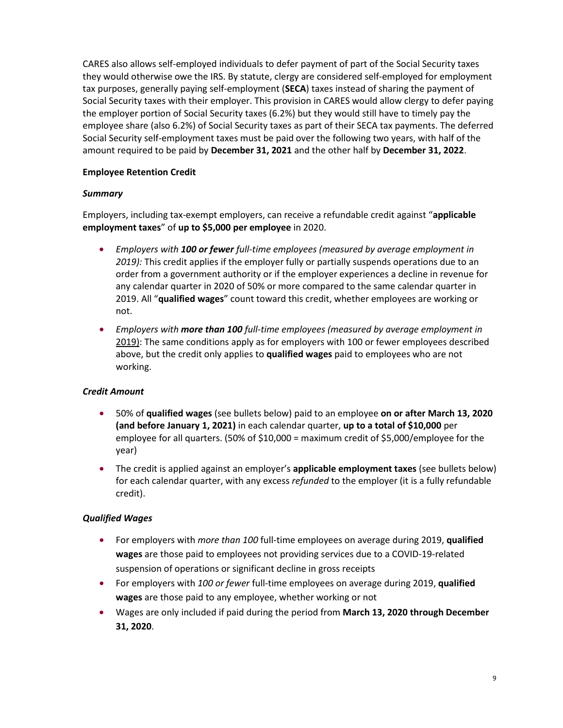CARES also allows self-employed individuals to defer payment of part of the Social Security taxes they would otherwise owe the IRS. By statute, clergy are considered self-employed for employment tax purposes, generally paying self-employment (**SECA**) taxes instead of sharing the payment of Social Security taxes with their employer. This provision in CARES would allow clergy to defer paying the employer portion of Social Security taxes (6.2%) but they would still have to timely pay the employee share (also 6.2%) of Social Security taxes as part of their SECA tax payments. The deferred Social Security self-employment taxes must be paid over the following two years, with half of the amount required to be paid by **December 31, 2021** and the other half by **December 31, 2022**.

**Employee Retention Credit**

***Summary***

Employers, including tax-exempt employers, can receive a refundable credit against "**applicable employment taxes**" of **up to $5,000 per employee** in 2020.

- *Employers with **100 or fewer** full-time employees (measured by average employment in 2019):* This credit applies if the employer fully or partially suspends operations due to an order from a government authority or if the employer experiences a decline in revenue for any calendar quarter in 2020 of 50% or more compared to the same calendar quarter in 2019. All "**qualified wages**" count toward this credit, whether employees are working or not.
- *Employers with **more than 100** full-time employees (measured by average employment in* 2019): The same conditions apply as for employers with 100 or fewer employees described above, but the credit only applies to **qualified wages** paid to employees who are not working.

***Credit Amount***

- 50% of **qualified wages** (see bullets below) paid to an employee **on or after March 13, 2020 (and before January 1, 2021)** in each calendar quarter, **up to a total of $10,000** per employee for all quarters. (50% of $10,000 = maximum credit of $5,000/employee for the year)
- The credit is applied against an employer's **applicable employment taxes** (see bullets below) for each calendar quarter, with any excess *refunded* to the employer (it is a fully refundable credit).

***Qualified Wages***

- For employers with *more than 100* full-time employees on average during 2019, **qualified wages** are those paid to employees not providing services due to a COVID-19-related suspension of operations or significant decline in gross receipts
- For employers with *100 or fewer* full-time employees on average during 2019, **qualified wages** are those paid to any employee, whether working or not
- Wages are only included if paid during the period from **March 13, 2020 through December 31, 2020**.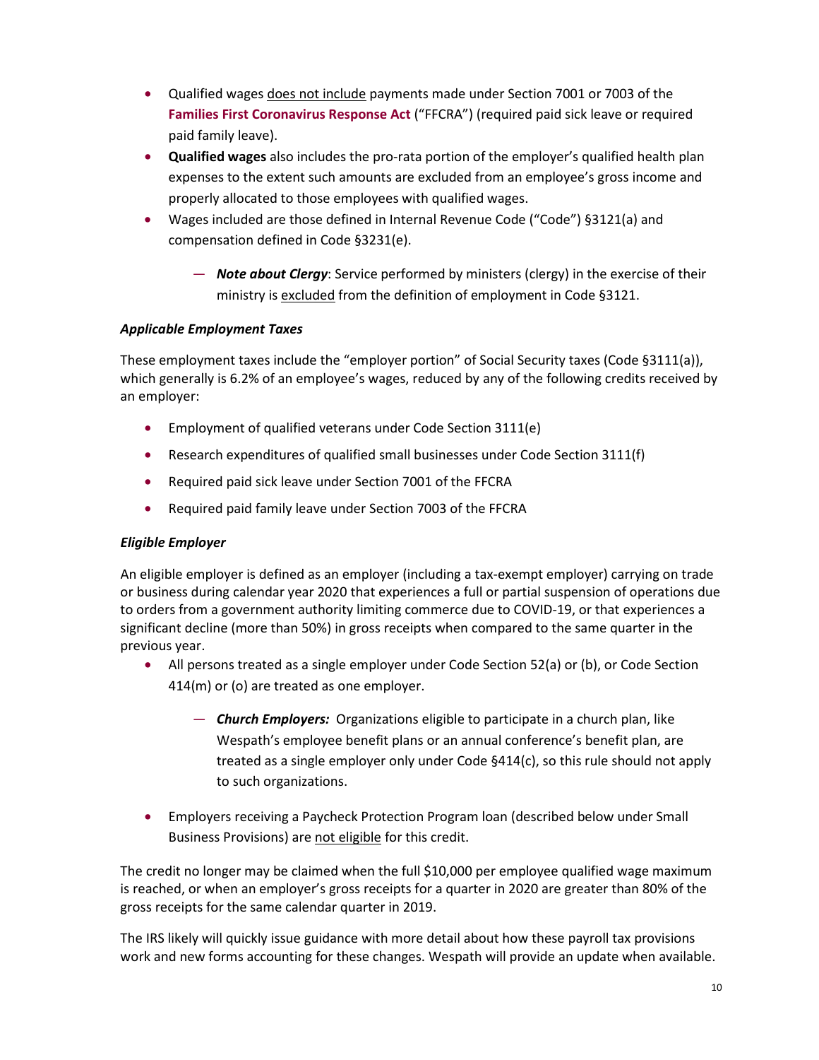- Qualified wages does not include payments made under Section 7001 or 7003 of the **Families First Coronavirus Response Act** ("FFCRA") (required paid sick leave or required paid family leave).
- **Qualified wages** also includes the pro-rata portion of the employer's qualified health plan expenses to the extent such amounts are excluded from an employee's gross income and properly allocated to those employees with qualified wages.
- Wages included are those defined in Internal Revenue Code ("Code") §3121(a) and compensation defined in Code §3231(e).
  - ***Note about Clergy***: Service performed by ministers (clergy) in the exercise of their ministry is excluded from the definition of employment in Code §3121.

*Applicable Employment Taxes*

These employment taxes include the "employer portion" of Social Security taxes (Code §3111(a)), which generally is 6.2% of an employee's wages, reduced by any of the following credits received by an employer:

- Employment of qualified veterans under Code Section 3111(e)
- Research expenditures of qualified small businesses under Code Section 3111(f)
- Required paid sick leave under Section 7001 of the FFCRA
- Required paid family leave under Section 7003 of the FFCRA

*Eligible Employer*

An eligible employer is defined as an employer (including a tax-exempt employer) carrying on trade or business during calendar year 2020 that experiences a full or partial suspension of operations due to orders from a government authority limiting commerce due to COVID-19, or that experiences a significant decline (more than 50%) in gross receipts when compared to the same quarter in the previous year.

- All persons treated as a single employer under Code Section 52(a) or (b), or Code Section 414(m) or (o) are treated as one employer.
  - ***Church Employers:*** Organizations eligible to participate in a church plan, like Wespath's employee benefit plans or an annual conference's benefit plan, are treated as a single employer only under Code §414(c), so this rule should not apply to such organizations.
- Employers receiving a Paycheck Protection Program loan (described below under Small Business Provisions) are not eligible for this credit.

The credit no longer may be claimed when the full $10,000 per employee qualified wage maximum is reached, or when an employer's gross receipts for a quarter in 2020 are greater than 80% of the gross receipts for the same calendar quarter in 2019.

The IRS likely will quickly issue guidance with more detail about how these payroll tax provisions work and new forms accounting for these changes. Wespath will provide an update when available.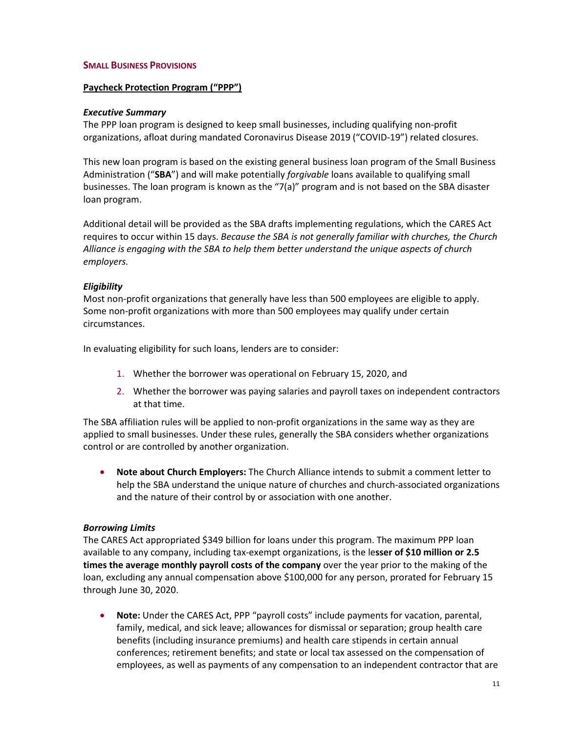## SMALL BUSINESS PROVISIONS

### Paycheck Protection Program ("PPP")

#### *Executive Summary*

The PPP loan program is designed to keep small businesses, including qualifying non-profit organizations, afloat during mandated Coronavirus Disease 2019 ("COVID-19") related closures.

This new loan program is based on the existing general business loan program of the Small Business Administration ("**SBA**") and will make potentially *forgivable* loans available to qualifying small businesses. The loan program is known as the "7(a)" program and is not based on the SBA disaster loan program.

Additional detail will be provided as the SBA drafts implementing regulations, which the CARES Act requires to occur within 15 days. *Because the SBA is not generally familiar with churches, the Church Alliance is engaging with the SBA to help them better understand the unique aspects of church employers.*

#### *Eligibility*

Most non-profit organizations that generally have less than 500 employees are eligible to apply. Some non-profit organizations with more than 500 employees may qualify under certain circumstances.

In evaluating eligibility for such loans, lenders are to consider:

1. Whether the borrower was operational on February 15, 2020, and
2. Whether the borrower was paying salaries and payroll taxes on independent contractors at that time.

The SBA affiliation rules will be applied to non-profit organizations in the same way as they are applied to small businesses. Under these rules, generally the SBA considers whether organizations control or are controlled by another organization.

- **Note about Church Employers:** The Church Alliance intends to submit a comment letter to help the SBA understand the unique nature of churches and church-associated organizations and the nature of their control by or association with one another.

#### *Borrowing Limits*

The CARES Act appropriated $349 billion for loans under this program. The maximum PPP loan available to any company, including tax-exempt organizations, is the le**sser of $10 million or 2.5 times the average monthly payroll costs of the company** over the year prior to the making of the loan, excluding any annual compensation above $100,000 for any person, prorated for February 15 through June 30, 2020.

- **Note:** Under the CARES Act, PPP "payroll costs" include payments for vacation, parental, family, medical, and sick leave; allowances for dismissal or separation; group health care benefits (including insurance premiums) and health care stipends in certain annual conferences; retirement benefits; and state or local tax assessed on the compensation of employees, as well as payments of any compensation to an independent contractor that are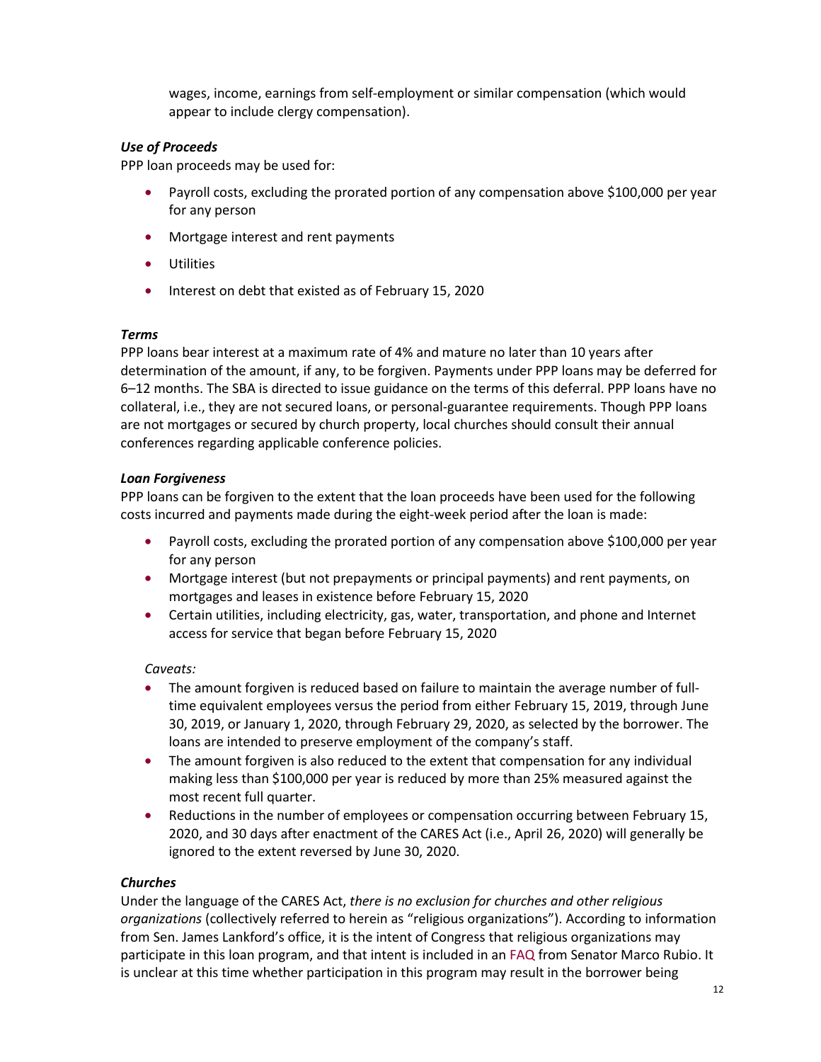wages, income, earnings from self-employment or similar compensation (which would appear to include clergy compensation).

***Use of Proceeds***

PPP loan proceeds may be used for:

- Payroll costs, excluding the prorated portion of any compensation above $100,000 per year for any person
- Mortgage interest and rent payments
- Utilities
- Interest on debt that existed as of February 15, 2020

***Terms***

PPP loans bear interest at a maximum rate of 4% and mature no later than 10 years after determination of the amount, if any, to be forgiven. Payments under PPP loans may be deferred for 6–12 months. The SBA is directed to issue guidance on the terms of this deferral. PPP loans have no collateral, i.e., they are not secured loans, or personal-guarantee requirements. Though PPP loans are not mortgages or secured by church property, local churches should consult their annual conferences regarding applicable conference policies.

***Loan Forgiveness***

PPP loans can be forgiven to the extent that the loan proceeds have been used for the following costs incurred and payments made during the eight-week period after the loan is made:

- Payroll costs, excluding the prorated portion of any compensation above $100,000 per year for any person
- Mortgage interest (but not prepayments or principal payments) and rent payments, on mortgages and leases in existence before February 15, 2020
- Certain utilities, including electricity, gas, water, transportation, and phone and Internet access for service that began before February 15, 2020

*Caveats:*

- The amount forgiven is reduced based on failure to maintain the average number of full-time equivalent employees versus the period from either February 15, 2019, through June 30, 2019, or January 1, 2020, through February 29, 2020, as selected by the borrower. The loans are intended to preserve employment of the company's staff.
- The amount forgiven is also reduced to the extent that compensation for any individual making less than $100,000 per year is reduced by more than 25% measured against the most recent full quarter.
- Reductions in the number of employees or compensation occurring between February 15, 2020, and 30 days after enactment of the CARES Act (i.e., April 26, 2020) will generally be ignored to the extent reversed by June 30, 2020.

***Churches***

Under the language of the CARES Act, *there is no exclusion for churches and other religious organizations* (collectively referred to herein as "religious organizations"). According to information from Sen. James Lankford's office, it is the intent of Congress that religious organizations may participate in this loan program, and that intent is included in an FAQ from Senator Marco Rubio. It is unclear at this time whether participation in this program may result in the borrower being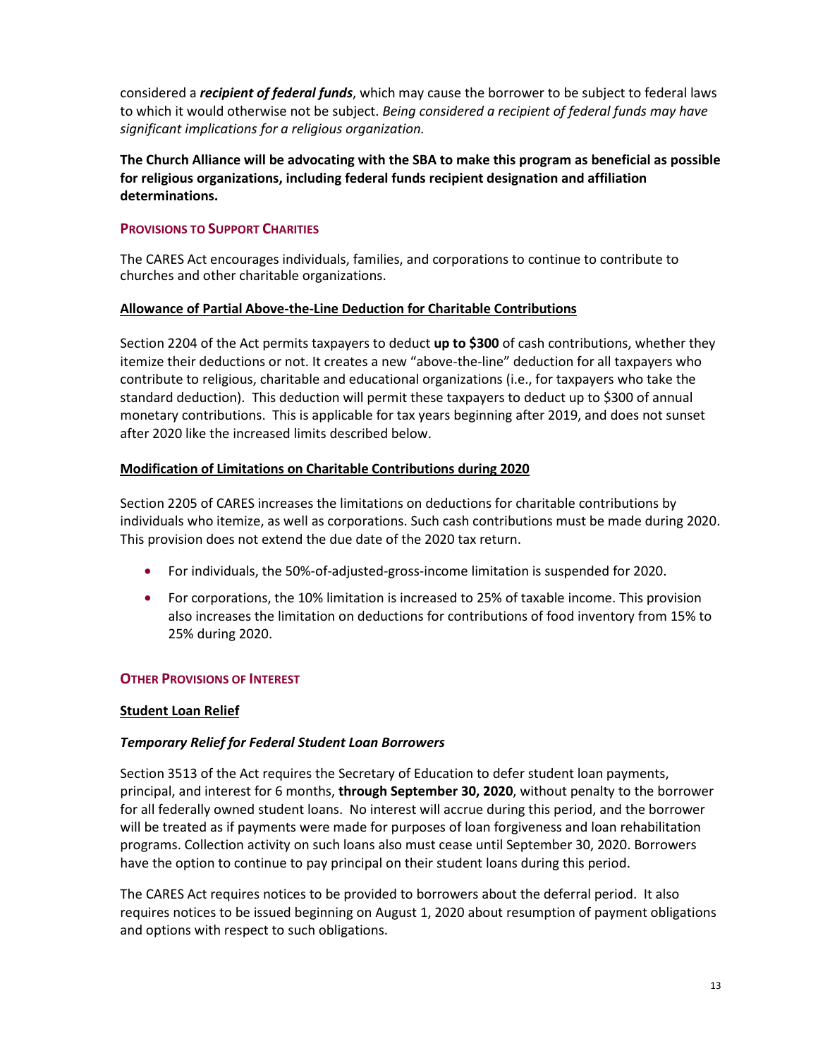considered a ***recipient of federal funds***, which may cause the borrower to be subject to federal laws to which it would otherwise not be subject. *Being considered a recipient of federal funds may have significant implications for a religious organization.*

**The Church Alliance will be advocating with the SBA to make this program as beneficial as possible for religious organizations, including federal funds recipient designation and affiliation determinations.**

## PROVISIONS TO SUPPORT CHARITIES

The CARES Act encourages individuals, families, and corporations to continue to contribute to churches and other charitable organizations.

### Allowance of Partial Above-the-Line Deduction for Charitable Contributions

Section 2204 of the Act permits taxpayers to deduct **up to $300** of cash contributions, whether they itemize their deductions or not. It creates a new "above-the-line" deduction for all taxpayers who contribute to religious, charitable and educational organizations (i.e., for taxpayers who take the standard deduction). This deduction will permit these taxpayers to deduct up to $300 of annual monetary contributions. This is applicable for tax years beginning after 2019, and does not sunset after 2020 like the increased limits described below.

### Modification of Limitations on Charitable Contributions during 2020

Section 2205 of CARES increases the limitations on deductions for charitable contributions by individuals who itemize, as well as corporations. Such cash contributions must be made during 2020. This provision does not extend the due date of the 2020 tax return.

- For individuals, the 50%-of-adjusted-gross-income limitation is suspended for 2020.
- For corporations, the 10% limitation is increased to 25% of taxable income. This provision also increases the limitation on deductions for contributions of food inventory from 15% to 25% during 2020.

## OTHER PROVISIONS OF INTEREST

### Student Loan Relief

#### *Temporary Relief for Federal Student Loan Borrowers*

Section 3513 of the Act requires the Secretary of Education to defer student loan payments, principal, and interest for 6 months, **through September 30, 2020**, without penalty to the borrower for all federally owned student loans. No interest will accrue during this period, and the borrower will be treated as if payments were made for purposes of loan forgiveness and loan rehabilitation programs. Collection activity on such loans also must cease until September 30, 2020. Borrowers have the option to continue to pay principal on their student loans during this period.

The CARES Act requires notices to be provided to borrowers about the deferral period. It also requires notices to be issued beginning on August 1, 2020 about resumption of payment obligations and options with respect to such obligations.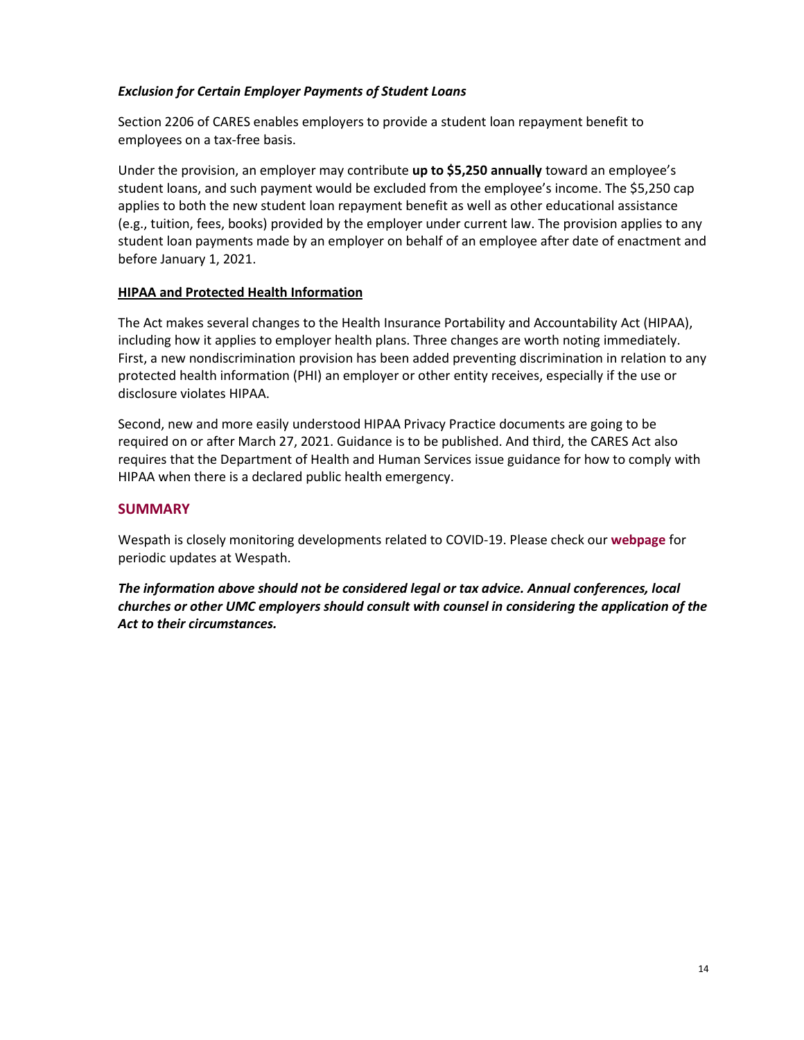### *Exclusion for Certain Employer Payments of Student Loans*

Section 2206 of CARES enables employers to provide a student loan repayment benefit to employees on a tax-free basis.

Under the provision, an employer may contribute **up to $5,250 annually** toward an employee's student loans, and such payment would be excluded from the employee's income. The $5,250 cap applies to both the new student loan repayment benefit as well as other educational assistance (e.g., tuition, fees, books) provided by the employer under current law. The provision applies to any student loan payments made by an employer on behalf of an employee after date of enactment and before January 1, 2021.

### HIPAA and Protected Health Information

The Act makes several changes to the Health Insurance Portability and Accountability Act (HIPAA), including how it applies to employer health plans. Three changes are worth noting immediately. First, a new nondiscrimination provision has been added preventing discrimination in relation to any protected health information (PHI) an employer or other entity receives, especially if the use or disclosure violates HIPAA.

Second, new and more easily understood HIPAA Privacy Practice documents are going to be required on or after March 27, 2021. Guidance is to be published. And third, the CARES Act also requires that the Department of Health and Human Services issue guidance for how to comply with HIPAA when there is a declared public health emergency.

## SUMMARY

Wespath is closely monitoring developments related to COVID-19. Please check our **webpage** for periodic updates at Wespath.

***The information above should not be considered legal or tax advice. Annual conferences, local churches or other UMC employers should consult with counsel in considering the application of the Act to their circumstances.***